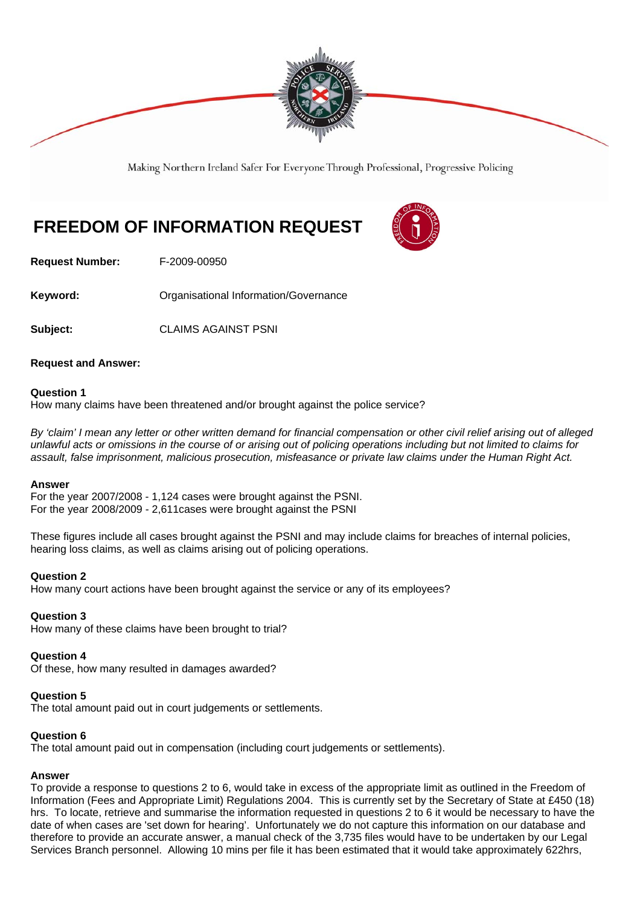Making Northern Ireland Safer For Everyone Through Professional, Progressive Policing

# FREEDOM OF INFORMATION REQUEST

**Request Number:** F-2009-00950

**Keyword:** Organisational Information/Governance

**Subject:** CLAIMS AGAINST PSNI

**Request and Answer:**

**Question 1**
How many claims have been threatened and/or brought against the police service?

*By 'claim' I mean any letter or other written demand for financial compensation or other civil relief arising out of alleged unlawful acts or omissions in the course of or arising out of policing operations including but not limited to claims for assault, false imprisonment, malicious prosecution, misfeasance or private law claims under the Human Right Act.*

**Answer**
For the year 2007/2008 - 1,124 cases were brought against the PSNI.
For the year 2008/2009 - 2,611cases were brought against the PSNI

These figures include all cases brought against the PSNI and may include claims for breaches of internal policies, hearing loss claims, as well as claims arising out of policing operations.

**Question 2**
How many court actions have been brought against the service or any of its employees?

**Question 3**
How many of these claims have been brought to trial?

**Question 4**
Of these, how many resulted in damages awarded?

**Question 5**
The total amount paid out in court judgements or settlements.

**Question 6**
The total amount paid out in compensation (including court judgements or settlements).

**Answer**
To provide a response to questions 2 to 6, would take in excess of the appropriate limit as outlined in the Freedom of Information (Fees and Appropriate Limit) Regulations 2004. This is currently set by the Secretary of State at £450 (18) hrs. To locate, retrieve and summarise the information requested in questions 2 to 6 it would be necessary to have the date of when cases are 'set down for hearing'. Unfortunately we do not capture this information on our database and therefore to provide an accurate answer, a manual check of the 3,735 files would have to be undertaken by our Legal Services Branch personnel. Allowing 10 mins per file it has been estimated that it would take approximately 622hrs,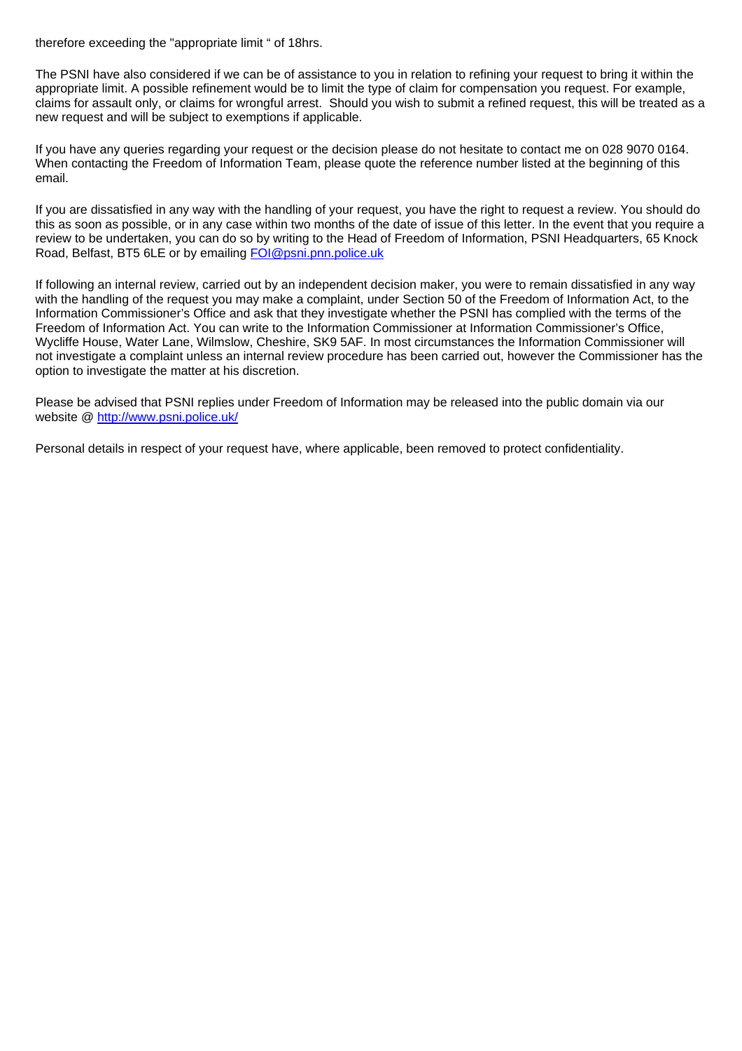therefore exceeding the "appropriate limit " of 18hrs.

The PSNI have also considered if we can be of assistance to you in relation to refining your request to bring it within the appropriate limit. A possible refinement would be to limit the type of claim for compensation you request. For example, claims for assault only, or claims for wrongful arrest. Should you wish to submit a refined request, this will be treated as a new request and will be subject to exemptions if applicable.

If you have any queries regarding your request or the decision please do not hesitate to contact me on 028 9070 0164. When contacting the Freedom of Information Team, please quote the reference number listed at the beginning of this email.

If you are dissatisfied in any way with the handling of your request, you have the right to request a review. You should do this as soon as possible, or in any case within two months of the date of issue of this letter. In the event that you require a review to be undertaken, you can do so by writing to the Head of Freedom of Information, PSNI Headquarters, 65 Knock Road, Belfast, BT5 6LE or by emailing [FOI@psni.pnn.police.uk](mailto:FOI@psni.pnn.police.uk)

If following an internal review, carried out by an independent decision maker, you were to remain dissatisfied in any way with the handling of the request you may make a complaint, under Section 50 of the Freedom of Information Act, to the Information Commissioner's Office and ask that they investigate whether the PSNI has complied with the terms of the Freedom of Information Act. You can write to the Information Commissioner at Information Commissioner's Office, Wycliffe House, Water Lane, Wilmslow, Cheshire, SK9 5AF. In most circumstances the Information Commissioner will not investigate a complaint unless an internal review procedure has been carried out, however the Commissioner has the option to investigate the matter at his discretion.

Please be advised that PSNI replies under Freedom of Information may be released into the public domain via our website @ [http://www.psni.police.uk/](http://www.psni.police.uk/)

Personal details in respect of your request have, where applicable, been removed to protect confidentiality.